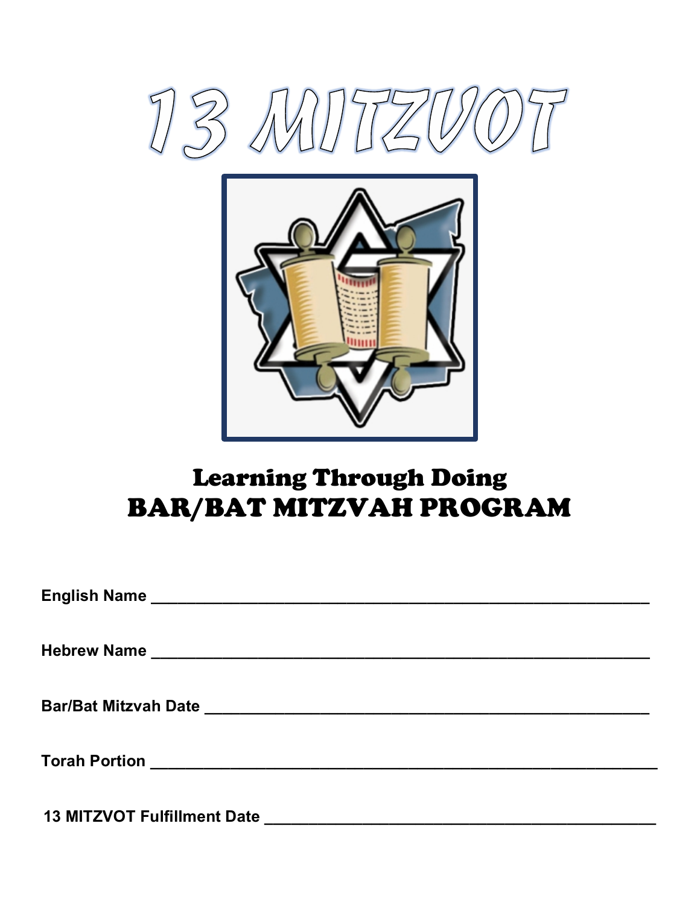# 13 MITZVOT

## Learning Through Doing
## BAR/BAT MITZVAH PROGRAM

**English Name** ____________________________________________________________

**Hebrew Name** ____________________________________________________________

**Bar/Bat Mitzvah Date** ______________________________________________________

**Torah Portion** ____________________________________________________________

**13 MITZVOT Fulfillment Date** ________________________________________________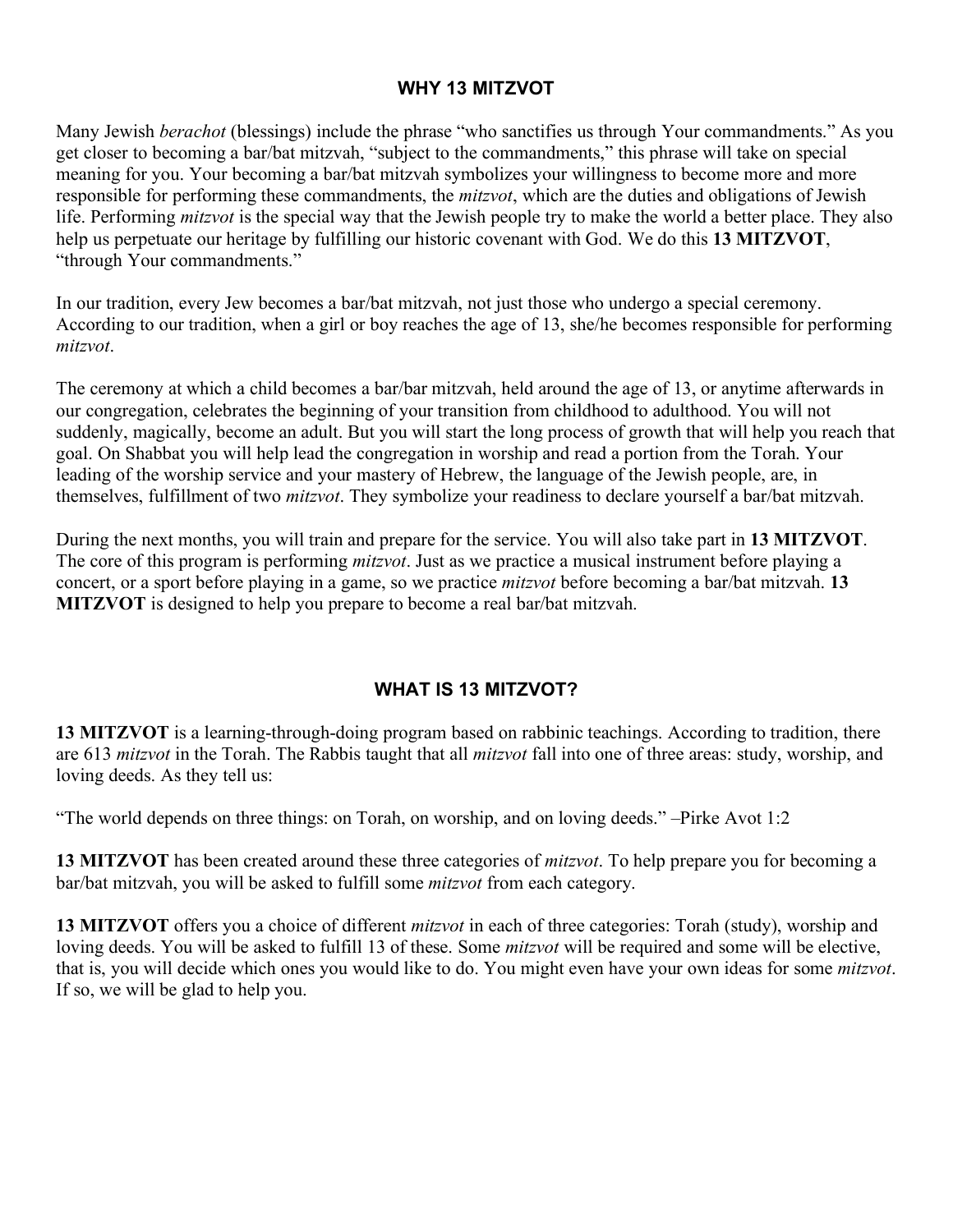## WHY 13 MITZVOT

Many Jewish *berachot* (blessings) include the phrase "who sanctifies us through Your commandments." As you get closer to becoming a bar/bat mitzvah, "subject to the commandments," this phrase will take on special meaning for you. Your becoming a bar/bat mitzvah symbolizes your willingness to become more and more responsible for performing these commandments, the *mitzvot*, which are the duties and obligations of Jewish life. Performing *mitzvot* is the special way that the Jewish people try to make the world a better place. They also help us perpetuate our heritage by fulfilling our historic covenant with God. We do this **13 MITZVOT**, "through Your commandments."

In our tradition, every Jew becomes a bar/bat mitzvah, not just those who undergo a special ceremony. According to our tradition, when a girl or boy reaches the age of 13, she/he becomes responsible for performing *mitzvot*.

The ceremony at which a child becomes a bar/bar mitzvah, held around the age of 13, or anytime afterwards in our congregation, celebrates the beginning of your transition from childhood to adulthood. You will not suddenly, magically, become an adult. But you will start the long process of growth that will help you reach that goal. On Shabbat you will help lead the congregation in worship and read a portion from the Torah. Your leading of the worship service and your mastery of Hebrew, the language of the Jewish people, are, in themselves, fulfillment of two *mitzvot*. They symbolize your readiness to declare yourself a bar/bat mitzvah.

During the next months, you will train and prepare for the service. You will also take part in **13 MITZVOT**. The core of this program is performing *mitzvot*. Just as we practice a musical instrument before playing a concert, or a sport before playing in a game, so we practice *mitzvot* before becoming a bar/bat mitzvah. **13 MITZVOT** is designed to help you prepare to become a real bar/bat mitzvah.

## WHAT IS 13 MITZVOT?

**13 MITZVOT** is a learning-through-doing program based on rabbinic teachings. According to tradition, there are 613 *mitzvot* in the Torah. The Rabbis taught that all *mitzvot* fall into one of three areas: study, worship, and loving deeds. As they tell us:

"The world depends on three things: on Torah, on worship, and on loving deeds." –Pirke Avot 1:2

**13 MITZVOT** has been created around these three categories of *mitzvot*. To help prepare you for becoming a bar/bat mitzvah, you will be asked to fulfill some *mitzvot* from each category.

**13 MITZVOT** offers you a choice of different *mitzvot* in each of three categories: Torah (study), worship and loving deeds. You will be asked to fulfill 13 of these. Some *mitzvot* will be required and some will be elective, that is, you will decide which ones you would like to do. You might even have your own ideas for some *mitzvot*. If so, we will be glad to help you.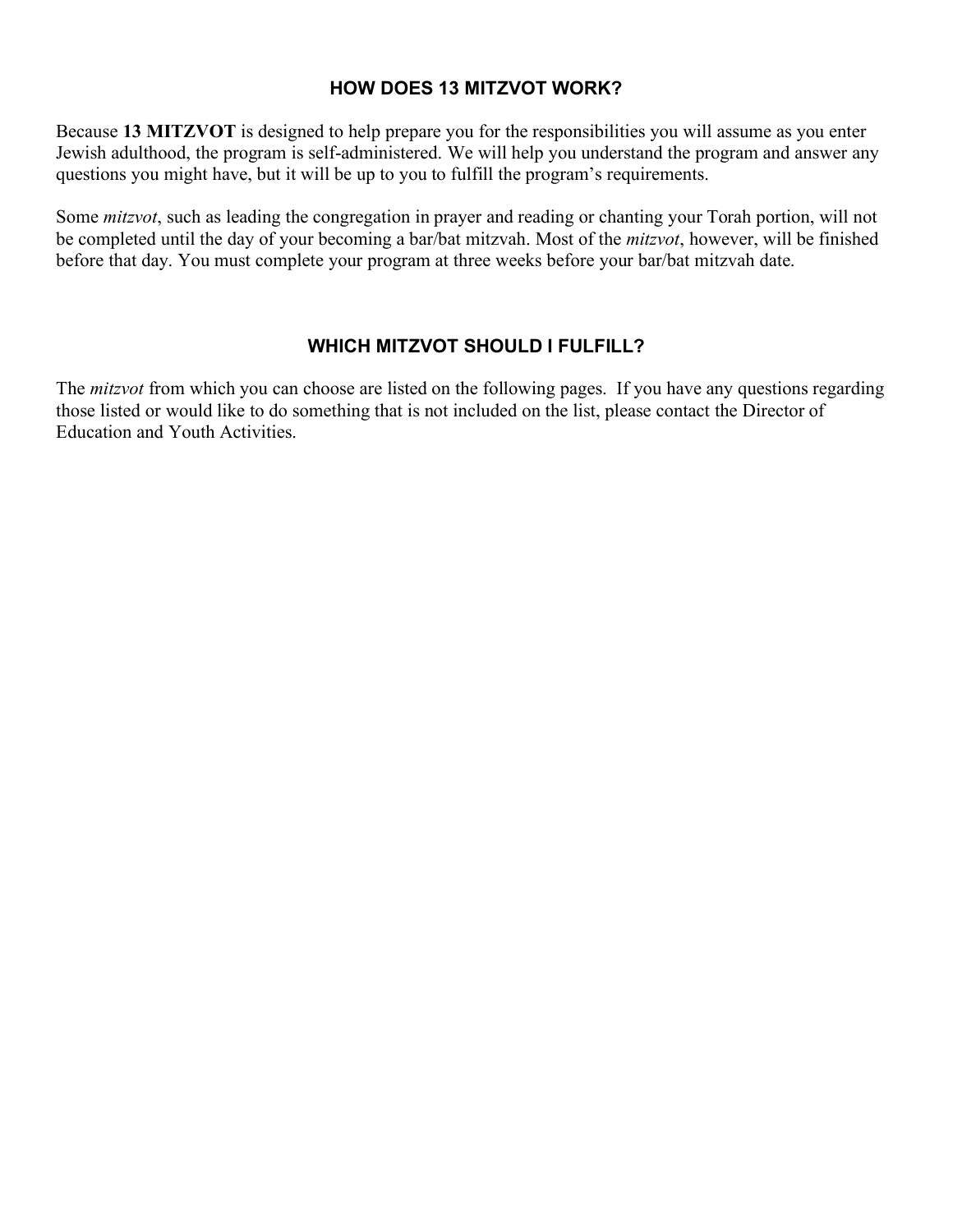## HOW DOES 13 MITZVOT WORK?

Because **13 MITZVOT** is designed to help prepare you for the responsibilities you will assume as you enter Jewish adulthood, the program is self-administered. We will help you understand the program and answer any questions you might have, but it will be up to you to fulfill the program's requirements.

Some *mitzvot*, such as leading the congregation in prayer and reading or chanting your Torah portion, will not be completed until the day of your becoming a bar/bat mitzvah. Most of the *mitzvot*, however, will be finished before that day. You must complete your program at three weeks before your bar/bat mitzvah date.

## WHICH MITZVOT SHOULD I FULFILL?

The *mitzvot* from which you can choose are listed on the following pages. If you have any questions regarding those listed or would like to do something that is not included on the list, please contact the Director of Education and Youth Activities.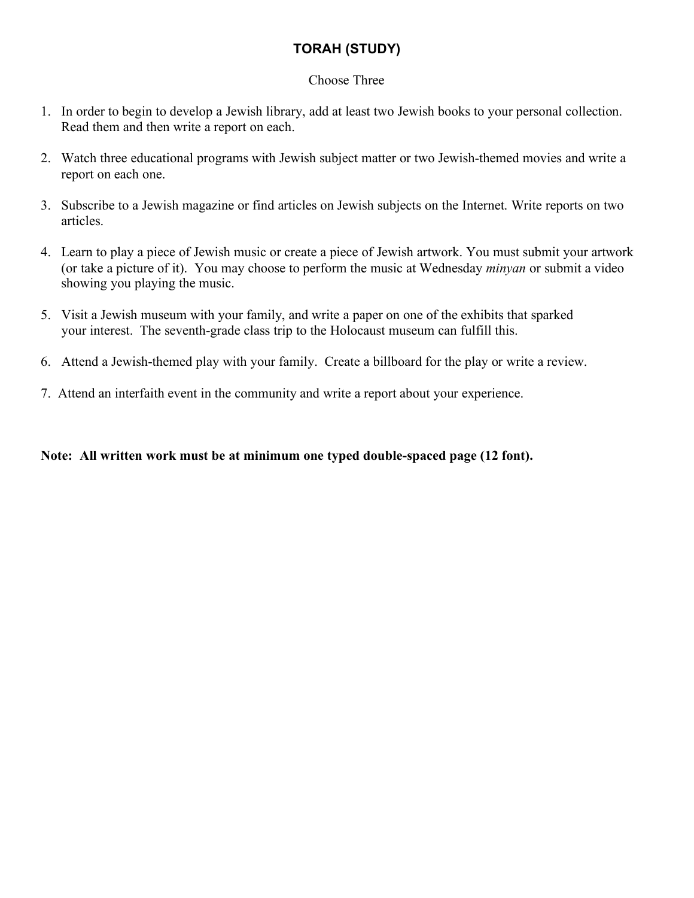# TORAH (STUDY)

Choose Three

1. In order to begin to develop a Jewish library, add at least two Jewish books to your personal collection. Read them and then write a report on each.

2. Watch three educational programs with Jewish subject matter or two Jewish-themed movies and write a report on each one.

3. Subscribe to a Jewish magazine or find articles on Jewish subjects on the Internet. Write reports on two articles.

4. Learn to play a piece of Jewish music or create a piece of Jewish artwork. You must submit your artwork (or take a picture of it). You may choose to perform the music at Wednesday *minyan* or submit a video showing you playing the music.

5. Visit a Jewish museum with your family, and write a paper on one of the exhibits that sparked your interest. The seventh-grade class trip to the Holocaust museum can fulfill this.

6. Attend a Jewish-themed play with your family. Create a billboard for the play or write a review.

7. Attend an interfaith event in the community and write a report about your experience.

**Note: All written work must be at minimum one typed double-spaced page (12 font).**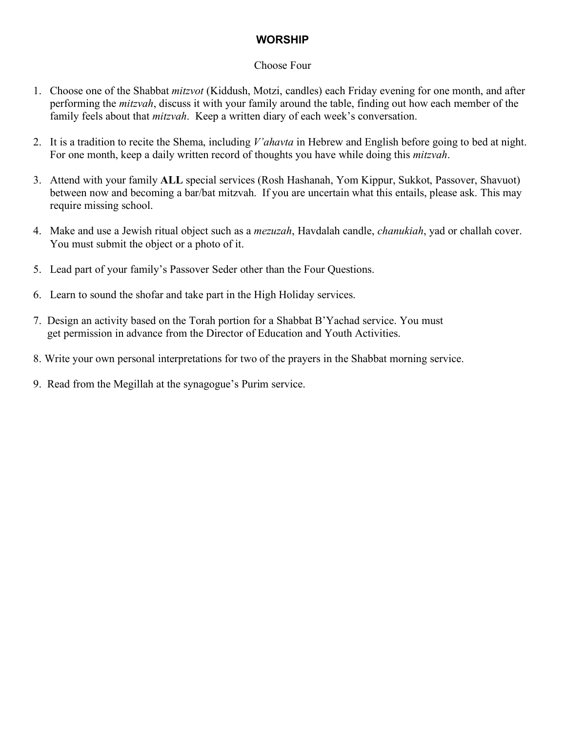## WORSHIP

Choose Four

1. Choose one of the Shabbat *mitzvot* (Kiddush, Motzi, candles) each Friday evening for one month, and after performing the *mitzvah*, discuss it with your family around the table, finding out how each member of the family feels about that *mitzvah*. Keep a written diary of each week's conversation.

2. It is a tradition to recite the Shema, including *V'ahavta* in Hebrew and English before going to bed at night. For one month, keep a daily written record of thoughts you have while doing this *mitzvah*.

3. Attend with your family **ALL** special services (Rosh Hashanah, Yom Kippur, Sukkot, Passover, Shavuot) between now and becoming a bar/bat mitzvah. If you are uncertain what this entails, please ask. This may require missing school.

4. Make and use a Jewish ritual object such as a *mezuzah*, Havdalah candle, *chanukiah*, yad or challah cover. You must submit the object or a photo of it.

5. Lead part of your family's Passover Seder other than the Four Questions.

6. Learn to sound the shofar and take part in the High Holiday services.

7. Design an activity based on the Torah portion for a Shabbat B'Yachad service. You must get permission in advance from the Director of Education and Youth Activities.

8. Write your own personal interpretations for two of the prayers in the Shabbat morning service.

9. Read from the Megillah at the synagogue's Purim service.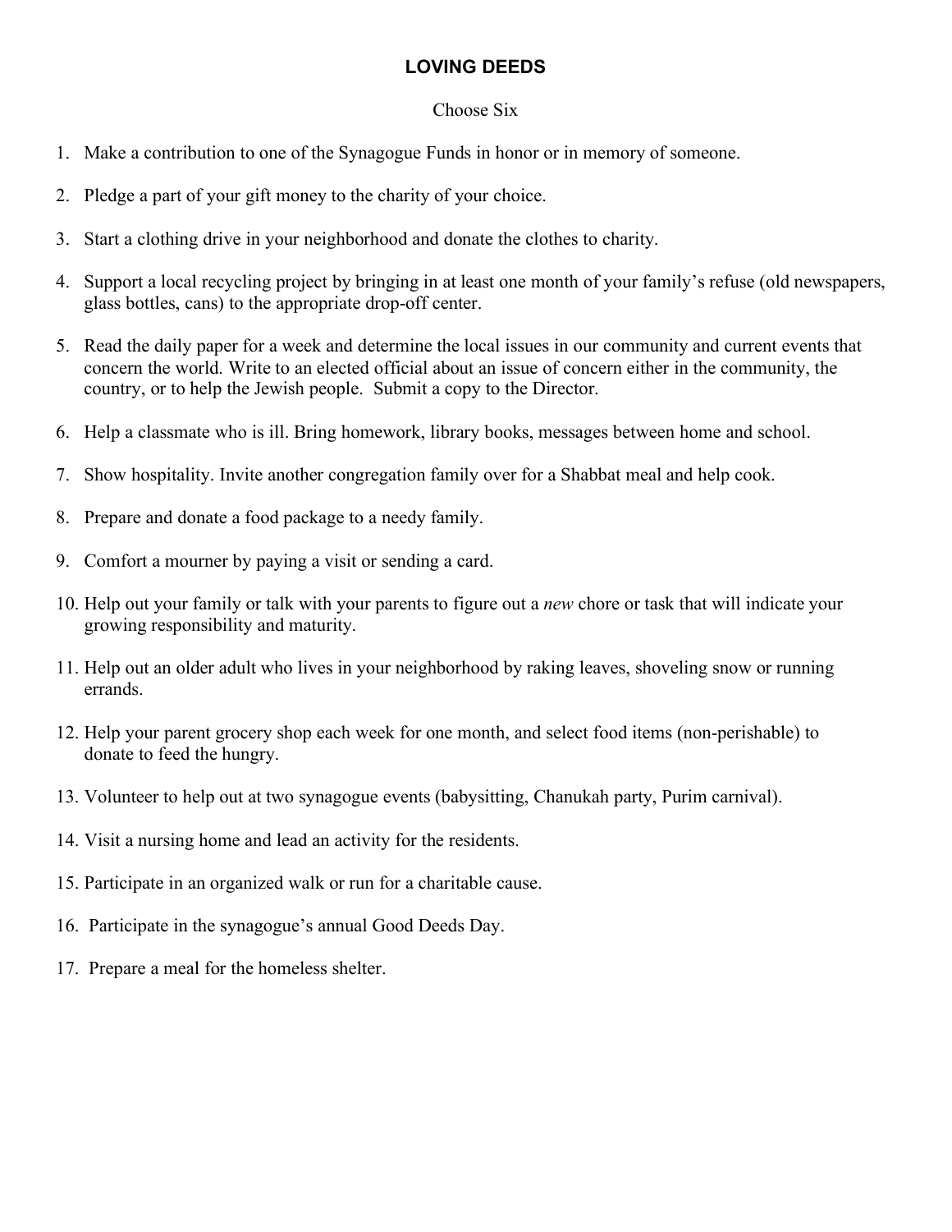# LOVING DEEDS

Choose Six

1. Make a contribution to one of the Synagogue Funds in honor or in memory of someone.

2. Pledge a part of your gift money to the charity of your choice.

3. Start a clothing drive in your neighborhood and donate the clothes to charity.

4. Support a local recycling project by bringing in at least one month of your family's refuse (old newspapers, glass bottles, cans) to the appropriate drop-off center.

5. Read the daily paper for a week and determine the local issues in our community and current events that concern the world. Write to an elected official about an issue of concern either in the community, the country, or to help the Jewish people. Submit a copy to the Director.

6. Help a classmate who is ill. Bring homework, library books, messages between home and school.

7. Show hospitality. Invite another congregation family over for a Shabbat meal and help cook.

8. Prepare and donate a food package to a needy family.

9. Comfort a mourner by paying a visit or sending a card.

10. Help out your family or talk with your parents to figure out a *new* chore or task that will indicate your growing responsibility and maturity.

11. Help out an older adult who lives in your neighborhood by raking leaves, shoveling snow or running errands.

12. Help your parent grocery shop each week for one month, and select food items (non-perishable) to donate to feed the hungry.

13. Volunteer to help out at two synagogue events (babysitting, Chanukah party, Purim carnival).

14. Visit a nursing home and lead an activity for the residents.

15. Participate in an organized walk or run for a charitable cause.

16. Participate in the synagogue's annual Good Deeds Day.

17. Prepare a meal for the homeless shelter.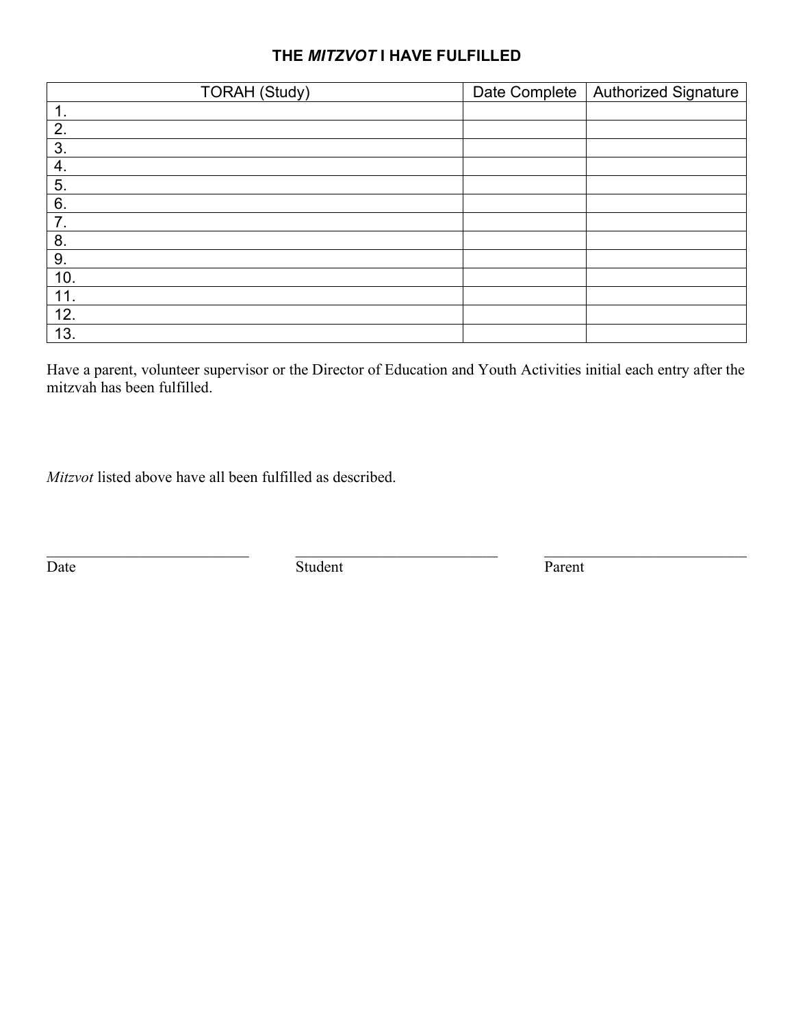### THE *MITZVOT* I HAVE FULFILLED

| TORAH (Study) | Date Complete | Authorized Signature |
|---|---|---|
| 1. | | |
| 2. | | |
| 3. | | |
| 4. | | |
| 5. | | |
| 6. | | |
| 7. | | |
| 8. | | |
| 9. | | |
| 10. | | |
| 11. | | |
| 12. | | |
| 13. | | |

Have a parent, volunteer supervisor or the Director of Education and Youth Activities initial each entry after the mitzvah has been fulfilled.

*Mitzvot* listed above have all been fulfilled as described.

\_\_\_\_\_\_\_\_\_\_\_\_\_\_\_\_\_\_\_\_\_\_\_\_\_\_\_\_ \_\_\_\_\_\_\_\_\_\_\_\_\_\_\_\_\_\_\_\_\_\_\_\_\_\_\_\_ \_\_\_\_\_\_\_\_\_\_\_\_\_\_\_\_\_\_\_\_\_\_\_\_\_\_\_\_

Date Student Parent